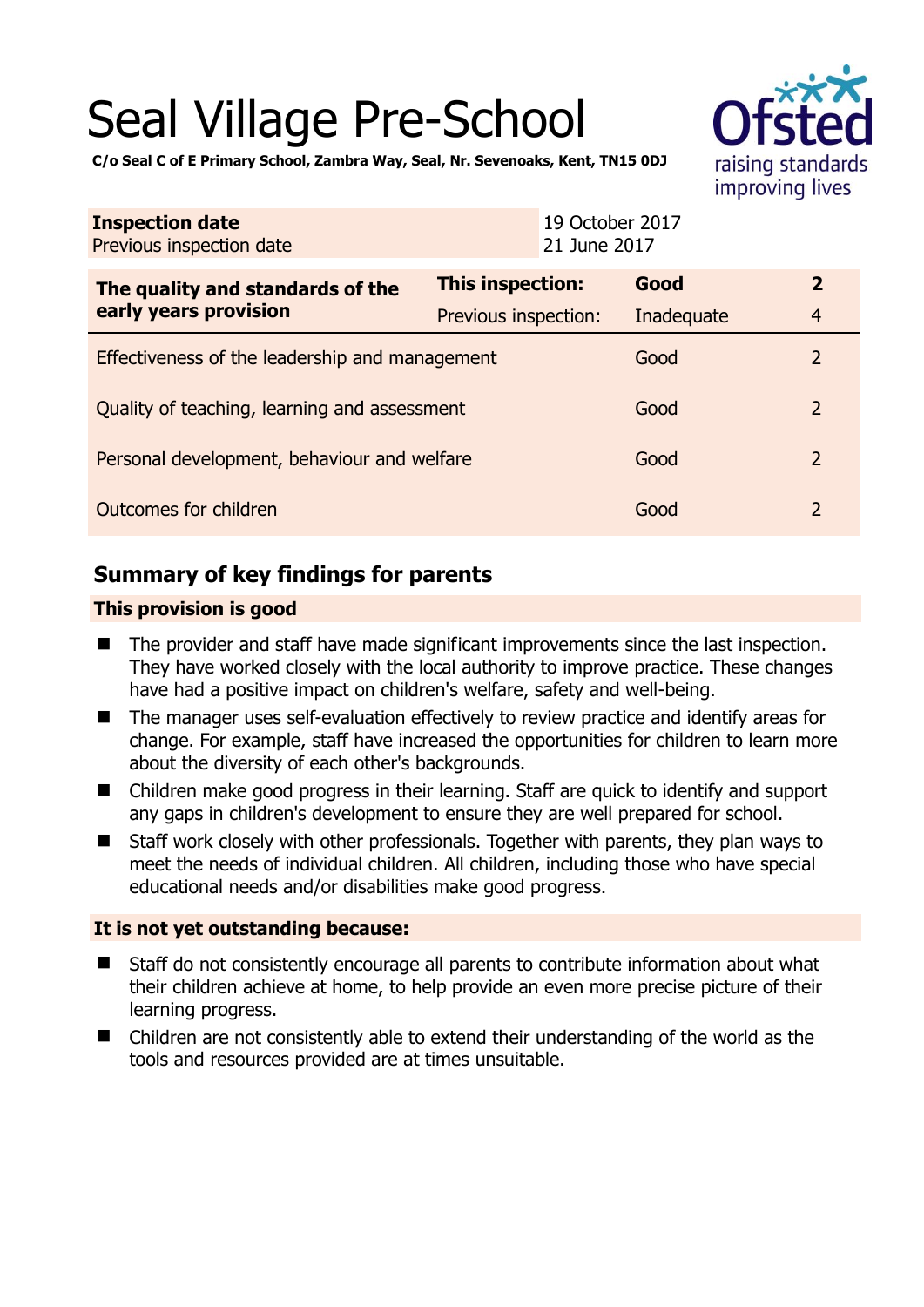# Seal Village Pre-School

**C/o Seal C of E Primary School, Zambra Way, Seal, Nr. Sevenoaks, Kent, TN15 0DJ**

| **Inspection date** | 19 October 2017 |
| --- | --- |
| Previous inspection date | 21 June 2017 |

| **The quality and standards of the early years provision** | **This inspection:** | **Good** | **2** |
| --- | --- | --- | --- |
| | Previous inspection: | Inadequate | 4 |
| Effectiveness of the leadership and management | | Good | 2 |
| Quality of teaching, learning and assessment | | Good | 2 |
| Personal development, behaviour and welfare | | Good | 2 |
| Outcomes for children | | Good | 2 |

## Summary of key findings for parents

**This provision is good**

- The provider and staff have made significant improvements since the last inspection. They have worked closely with the local authority to improve practice. These changes have had a positive impact on children's welfare, safety and well-being.
- The manager uses self-evaluation effectively to review practice and identify areas for change. For example, staff have increased the opportunities for children to learn more about the diversity of each other's backgrounds.
- Children make good progress in their learning. Staff are quick to identify and support any gaps in children's development to ensure they are well prepared for school.
- Staff work closely with other professionals. Together with parents, they plan ways to meet the needs of individual children. All children, including those who have special educational needs and/or disabilities make good progress.

**It is not yet outstanding because:**

- Staff do not consistently encourage all parents to contribute information about what their children achieve at home, to help provide an even more precise picture of their learning progress.
- Children are not consistently able to extend their understanding of the world as the tools and resources provided are at times unsuitable.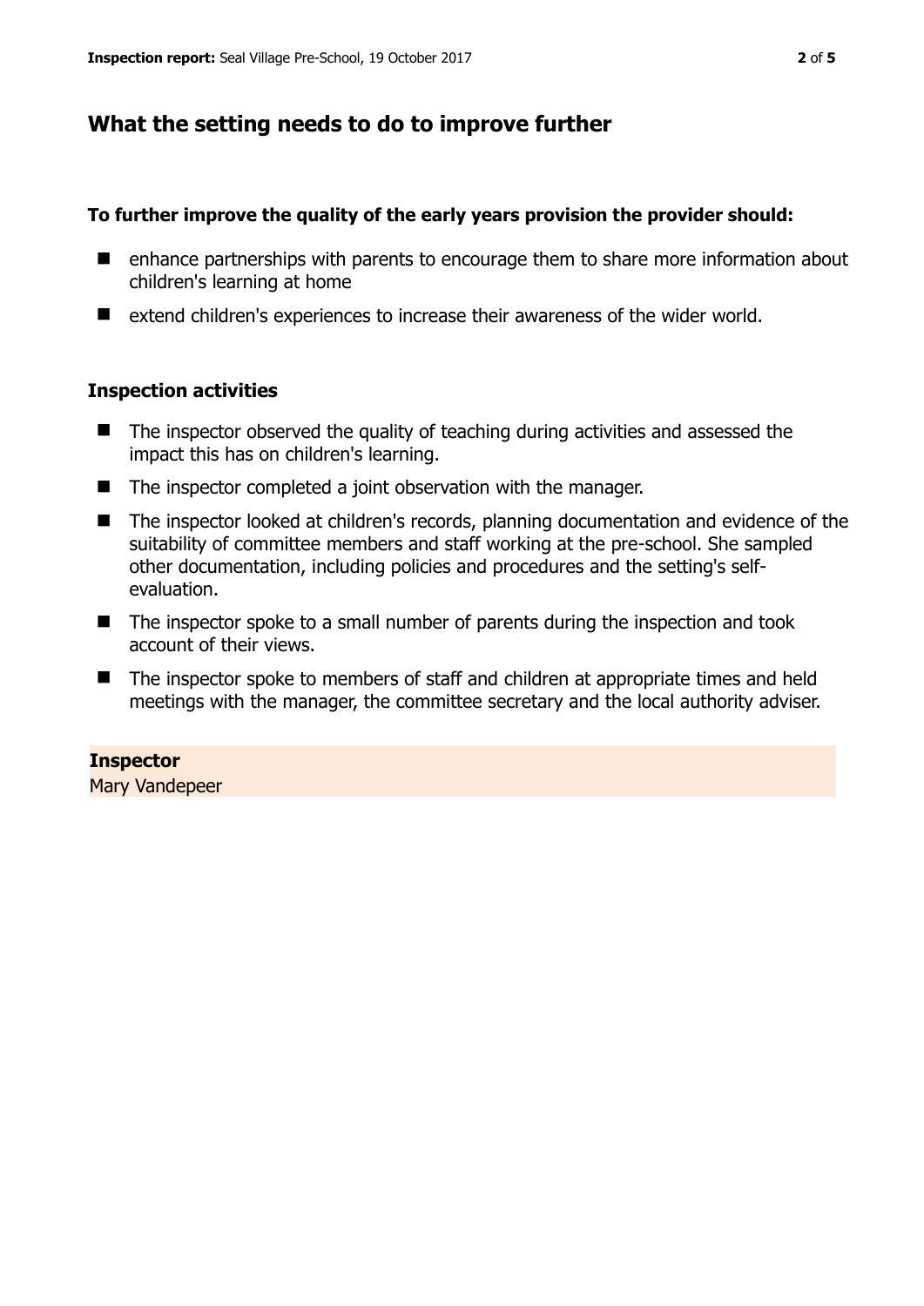## What the setting needs to do to improve further

**To further improve the quality of the early years provision the provider should:**

- enhance partnerships with parents to encourage them to share more information about children's learning at home
- extend children's experiences to increase their awareness of the wider world.

### Inspection activities

- The inspector observed the quality of teaching during activities and assessed the impact this has on children's learning.
- The inspector completed a joint observation with the manager.
- The inspector looked at children's records, planning documentation and evidence of the suitability of committee members and staff working at the pre-school. She sampled other documentation, including policies and procedures and the setting's self-evaluation.
- The inspector spoke to a small number of parents during the inspection and took account of their views.
- The inspector spoke to members of staff and children at appropriate times and held meetings with the manager, the committee secretary and the local authority adviser.

**Inspector**
Mary Vandepeer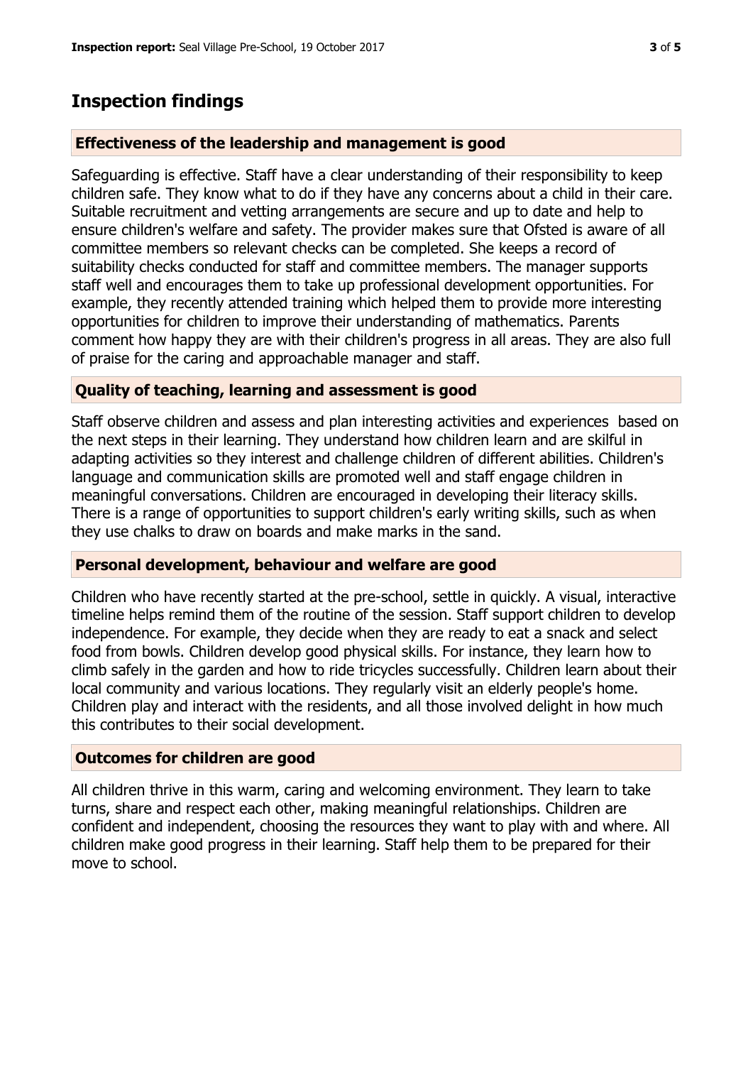## Inspection findings

### Effectiveness of the leadership and management is good

Safeguarding is effective. Staff have a clear understanding of their responsibility to keep children safe. They know what to do if they have any concerns about a child in their care. Suitable recruitment and vetting arrangements are secure and up to date and help to ensure children's welfare and safety. The provider makes sure that Ofsted is aware of all committee members so relevant checks can be completed. She keeps a record of suitability checks conducted for staff and committee members. The manager supports staff well and encourages them to take up professional development opportunities. For example, they recently attended training which helped them to provide more interesting opportunities for children to improve their understanding of mathematics. Parents comment how happy they are with their children's progress in all areas. They are also full of praise for the caring and approachable manager and staff.

### Quality of teaching, learning and assessment is good

Staff observe children and assess and plan interesting activities and experiences based on the next steps in their learning. They understand how children learn and are skilful in adapting activities so they interest and challenge children of different abilities. Children's language and communication skills are promoted well and staff engage children in meaningful conversations. Children are encouraged in developing their literacy skills. There is a range of opportunities to support children's early writing skills, such as when they use chalks to draw on boards and make marks in the sand.

### Personal development, behaviour and welfare are good

Children who have recently started at the pre-school, settle in quickly. A visual, interactive timeline helps remind them of the routine of the session. Staff support children to develop independence. For example, they decide when they are ready to eat a snack and select food from bowls. Children develop good physical skills. For instance, they learn how to climb safely in the garden and how to ride tricycles successfully. Children learn about their local community and various locations. They regularly visit an elderly people's home. Children play and interact with the residents, and all those involved delight in how much this contributes to their social development.

### Outcomes for children are good

All children thrive in this warm, caring and welcoming environment. They learn to take turns, share and respect each other, making meaningful relationships. Children are confident and independent, choosing the resources they want to play with and where. All children make good progress in their learning. Staff help them to be prepared for their move to school.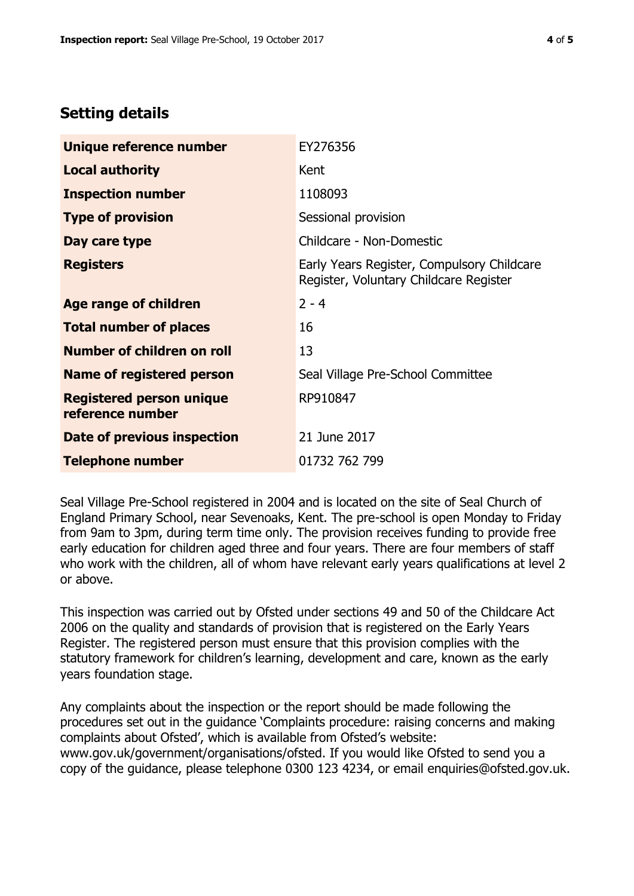## Setting details

| | |
|---|---|
| **Unique reference number** | EY276356 |
| **Local authority** | Kent |
| **Inspection number** | 1108093 |
| **Type of provision** | Sessional provision |
| **Day care type** | Childcare - Non-Domestic |
| **Registers** | Early Years Register, Compulsory Childcare Register, Voluntary Childcare Register |
| **Age range of children** | 2 - 4 |
| **Total number of places** | 16 |
| **Number of children on roll** | 13 |
| **Name of registered person** | Seal Village Pre-School Committee |
| **Registered person unique reference number** | RP910847 |
| **Date of previous inspection** | 21 June 2017 |
| **Telephone number** | 01732 762 799 |

Seal Village Pre-School registered in 2004 and is located on the site of Seal Church of England Primary School, near Sevenoaks, Kent. The pre-school is open Monday to Friday from 9am to 3pm, during term time only. The provision receives funding to provide free early education for children aged three and four years. There are four members of staff who work with the children, all of whom have relevant early years qualifications at level 2 or above.

This inspection was carried out by Ofsted under sections 49 and 50 of the Childcare Act 2006 on the quality and standards of provision that is registered on the Early Years Register. The registered person must ensure that this provision complies with the statutory framework for children's learning, development and care, known as the early years foundation stage.

Any complaints about the inspection or the report should be made following the procedures set out in the guidance 'Complaints procedure: raising concerns and making complaints about Ofsted', which is available from Ofsted's website: www.gov.uk/government/organisations/ofsted. If you would like Ofsted to send you a copy of the guidance, please telephone 0300 123 4234, or email enquiries@ofsted.gov.uk.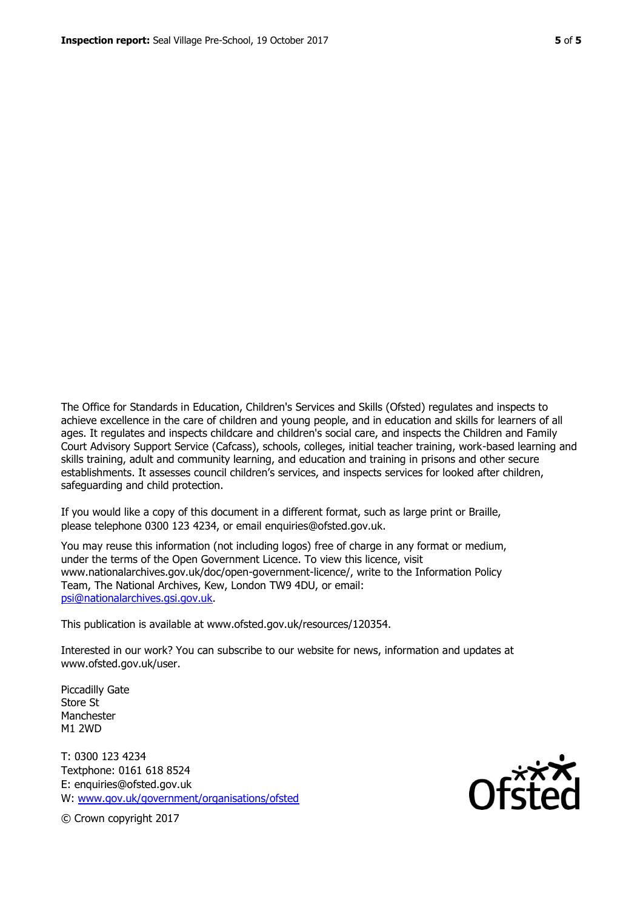The Office for Standards in Education, Children's Services and Skills (Ofsted) regulates and inspects to achieve excellence in the care of children and young people, and in education and skills for learners of all ages. It regulates and inspects childcare and children's social care, and inspects the Children and Family Court Advisory Support Service (Cafcass), schools, colleges, initial teacher training, work-based learning and skills training, adult and community learning, and education and training in prisons and other secure establishments. It assesses council children's services, and inspects services for looked after children, safeguarding and child protection.

If you would like a copy of this document in a different format, such as large print or Braille, please telephone 0300 123 4234, or email enquiries@ofsted.gov.uk.

You may reuse this information (not including logos) free of charge in any format or medium, under the terms of the Open Government Licence. To view this licence, visit www.nationalarchives.gov.uk/doc/open-government-licence/, write to the Information Policy Team, The National Archives, Kew, London TW9 4DU, or email: psi@nationalarchives.gsi.gov.uk.

This publication is available at www.ofsted.gov.uk/resources/120354.

Interested in our work? You can subscribe to our website for news, information and updates at www.ofsted.gov.uk/user.

Piccadilly Gate
Store St
Manchester
M1 2WD

T: 0300 123 4234
Textphone: 0161 618 8524
E: enquiries@ofsted.gov.uk
W: www.gov.uk/government/organisations/ofsted

© Crown copyright 2017